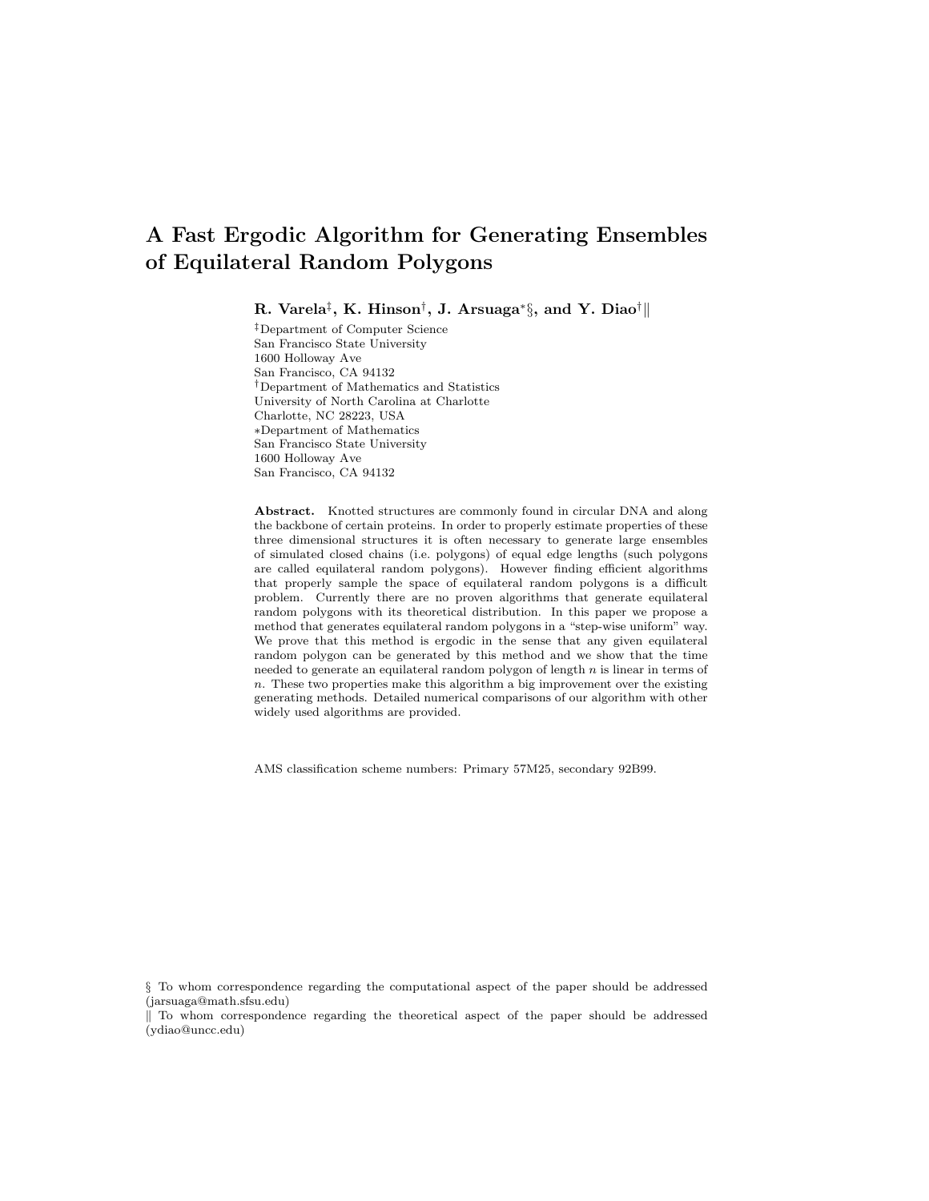# A Fast Ergodic Algorithm for Generating Ensembles of Equilateral Random Polygons

**R. Varela[‡], K. Hinson[†], J. Arsuaga[∗§], and Y. Diao[†‖]**

[‡]Department of Computer Science
San Francisco State University
1600 Holloway Ave
San Francisco, CA 94132

[†]Department of Mathematics and Statistics
University of North Carolina at Charlotte
Charlotte, NC 28223, USA

[∗]Department of Mathematics
San Francisco State University
1600 Holloway Ave
San Francisco, CA 94132

**Abstract.** Knotted structures are commonly found in circular DNA and along the backbone of certain proteins. In order to properly estimate properties of these three dimensional structures it is often necessary to generate large ensembles of simulated closed chains (i.e. polygons) of equal edge lengths (such polygons are called equilateral random polygons). However finding efficient algorithms that properly sample the space of equilateral random polygons is a difficult problem. Currently there are no proven algorithms that generate equilateral random polygons with its theoretical distribution. In this paper we propose a method that generates equilateral random polygons in a "step-wise uniform" way. We prove that this method is ergodic in the sense that any given equilateral random polygon can be generated by this method and we show that the time needed to generate an equilateral random polygon of length $n$ is linear in terms of $n$. These two properties make this algorithm a big improvement over the existing generating methods. Detailed numerical comparisons of our algorithm with other widely used algorithms are provided.

AMS classification scheme numbers: Primary 57M25, secondary 92B99.

§ To whom correspondence regarding the computational aspect of the paper should be addressed (jarsuaga@math.sfsu.edu)

‖ To whom correspondence regarding the theoretical aspect of the paper should be addressed (ydiao@uncc.edu)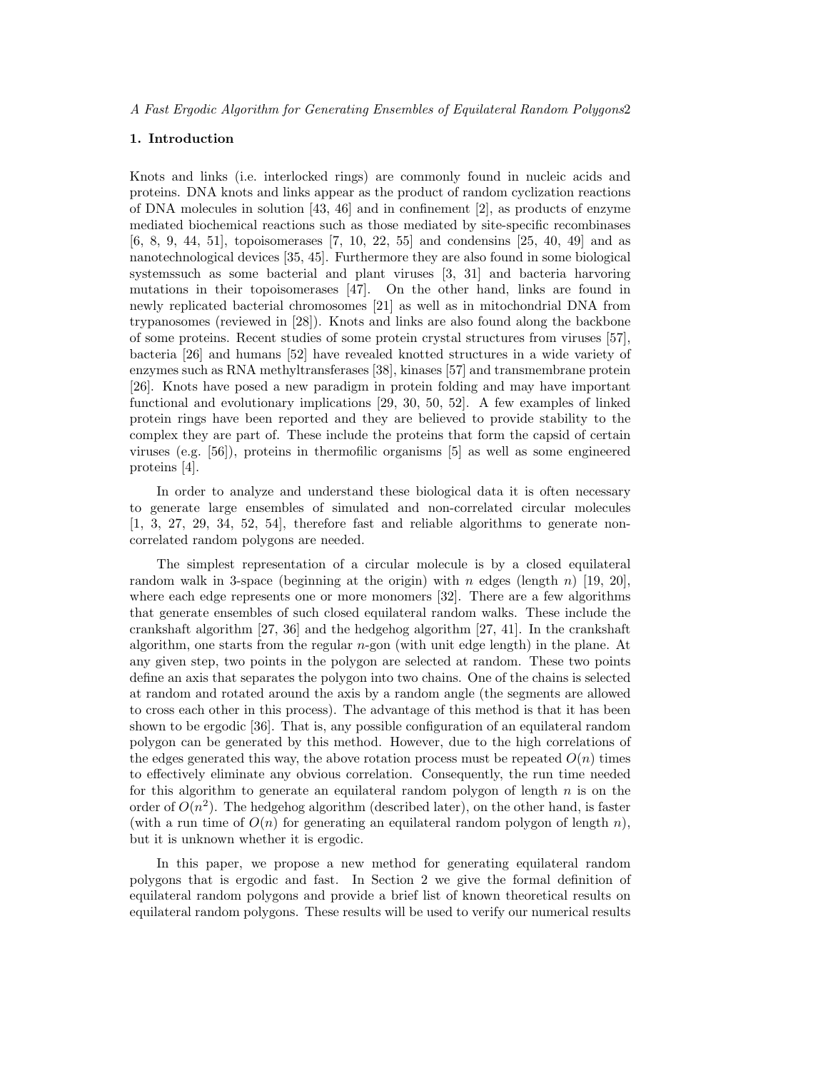## 1. Introduction

Knots and links (i.e. interlocked rings) are commonly found in nucleic acids and proteins. DNA knots and links appear as the product of random cyclization reactions of DNA molecules in solution [43, 46] and in confinement [2], as products of enzyme mediated biochemical reactions such as those mediated by site-specific recombinases [6, 8, 9, 44, 51], topoisomerases [7, 10, 22, 55] and condensins [25, 40, 49] and as nanotechnological devices [35, 45]. Furthermore they are also found in some biological systemssuch as some bacterial and plant viruses [3, 31] and bacteria harvoring mutations in their topoisomerases [47]. On the other hand, links are found in newly replicated bacterial chromosomes [21] as well as in mitochondrial DNA from trypanosomes (reviewed in [28]). Knots and links are also found along the backbone of some proteins. Recent studies of some protein crystal structures from viruses [57], bacteria [26] and humans [52] have revealed knotted structures in a wide variety of enzymes such as RNA methyltransferases [38], kinases [57] and transmembrane protein [26]. Knots have posed a new paradigm in protein folding and may have important functional and evolutionary implications [29, 30, 50, 52]. A few examples of linked protein rings have been reported and they are believed to provide stability to the complex they are part of. These include the proteins that form the capsid of certain viruses (e.g. [56]), proteins in thermofilic organisms [5] as well as some engineered proteins [4].

In order to analyze and understand these biological data it is often necessary to generate large ensembles of simulated and non-correlated circular molecules [1, 3, 27, 29, 34, 52, 54], therefore fast and reliable algorithms to generate non-correlated random polygons are needed.

The simplest representation of a circular molecule is by a closed equilateral random walk in 3-space (beginning at the origin) with $n$ edges (length $n$) [19, 20], where each edge represents one or more monomers [32]. There are a few algorithms that generate ensembles of such closed equilateral random walks. These include the crankshaft algorithm [27, 36] and the hedgehog algorithm [27, 41]. In the crankshaft algorithm, one starts from the regular $n$-gon (with unit edge length) in the plane. At any given step, two points in the polygon are selected at random. These two points define an axis that separates the polygon into two chains. One of the chains is selected at random and rotated around the axis by a random angle (the segments are allowed to cross each other in this process). The advantage of this method is that it has been shown to be ergodic [36]. That is, any possible configuration of an equilateral random polygon can be generated by this method. However, due to the high correlations of the edges generated this way, the above rotation process must be repeated $O(n)$ times to effectively eliminate any obvious correlation. Consequently, the run time needed for this algorithm to generate an equilateral random polygon of length $n$ is on the order of $O(n^2)$. The hedgehog algorithm (described later), on the other hand, is faster (with a run time of $O(n)$ for generating an equilateral random polygon of length $n$), but it is unknown whether it is ergodic.

In this paper, we propose a new method for generating equilateral random polygons that is ergodic and fast. In Section 2 we give the formal definition of equilateral random polygons and provide a brief list of known theoretical results on equilateral random polygons. These results will be used to verify our numerical results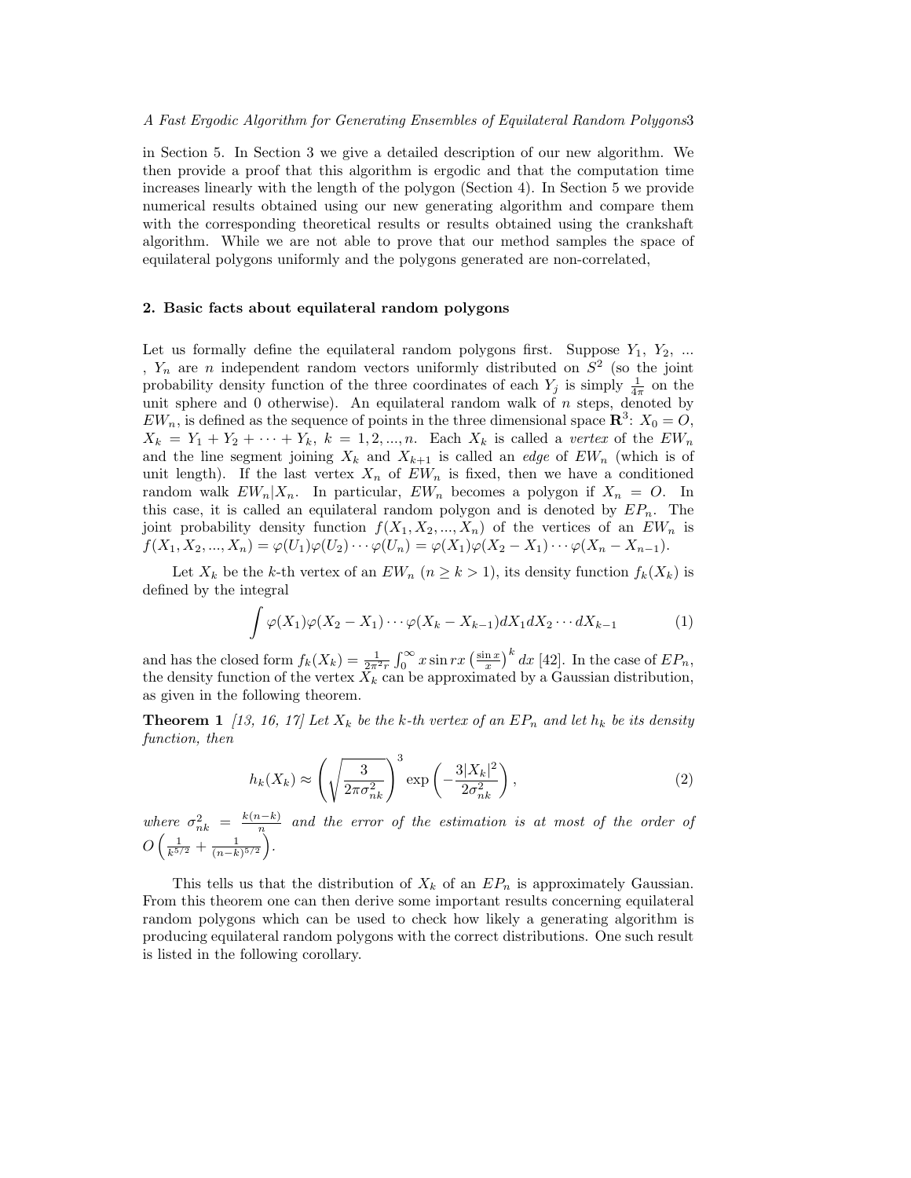in Section 5. In Section 3 we give a detailed description of our new algorithm. We then provide a proof that this algorithm is ergodic and that the computation time increases linearly with the length of the polygon (Section 4). In Section 5 we provide numerical results obtained using our new generating algorithm and compare them with the corresponding theoretical results or results obtained using the crankshaft algorithm. While we are not able to prove that our method samples the space of equilateral polygons uniformly and the polygons generated are non-correlated,

## 2. Basic facts about equilateral random polygons

Let us formally define the equilateral random polygons first. Suppose $Y_1$, $Y_2$, ... , $Y_n$ are $n$ independent random vectors uniformly distributed on $S^2$ (so the joint probability density function of the three coordinates of each $Y_j$ is simply $\frac{1}{4\pi}$ on the unit sphere and 0 otherwise). An equilateral random walk of $n$ steps, denoted by $EW_n$, is defined as the sequence of points in the three dimensional space $\mathbf{R}^3$: $X_0 = O$, $X_k = Y_1 + Y_2 + \cdots + Y_k$, $k = 1, 2, ..., n$. Each $X_k$ is called a *vertex* of the $EW_n$ and the line segment joining $X_k$ and $X_{k+1}$ is called an *edge* of $EW_n$ (which is of unit length). If the last vertex $X_n$ of $EW_n$ is fixed, then we have a conditioned random walk $EW_n|X_n$. In particular, $EW_n$ becomes a polygon if $X_n = O$. In this case, it is called an equilateral random polygon and is denoted by $EP_n$. The joint probability density function $f(X_1, X_2, ..., X_n)$ of the vertices of an $EW_n$ is $f(X_1, X_2, ..., X_n) = \varphi(U_1)\varphi(U_2)\cdots\varphi(U_n) = \varphi(X_1)\varphi(X_2 - X_1)\cdots\varphi(X_n - X_{n-1})$.

Let $X_k$ be the $k$-th vertex of an $EW_n$ ($n \geq k > 1$), its density function $f_k(X_k)$ is defined by the integral

$$\int \varphi(X_1)\varphi(X_2 - X_1)\cdots\varphi(X_k - X_{k-1})dX_1 dX_2 \cdots dX_{k-1} \tag{1}$$

and has the closed form $f_k(X_k) = \frac{1}{2\pi^2 r}\int_0^\infty x \sin rx \left(\frac{\sin x}{x}\right)^k dx$ [42]. In the case of $EP_n$, the density function of the vertex $X_k$ can be approximated by a Gaussian distribution, as given in the following theorem.

**Theorem 1** *[13, 16, 17] Let $X_k$ be the $k$-th vertex of an $EP_n$ and let $h_k$ be its density function, then*

$$h_k(X_k) \approx \left(\sqrt{\frac{3}{2\pi\sigma_{nk}^2}}\right)^3 \exp\left(-\frac{3|X_k|^2}{2\sigma_{nk}^2}\right), \tag{2}$$

*where $\sigma_{nk}^2 = \frac{k(n-k)}{n}$ and the error of the estimation is at most of the order of $O\left(\frac{1}{k^{5/2}} + \frac{1}{(n-k)^{5/2}}\right)$.*

This tells us that the distribution of $X_k$ of an $EP_n$ is approximately Gaussian. From this theorem one can then derive some important results concerning equilateral random polygons which can be used to check how likely a generating algorithm is producing equilateral random polygons with the correct distributions. One such result is listed in the following corollary.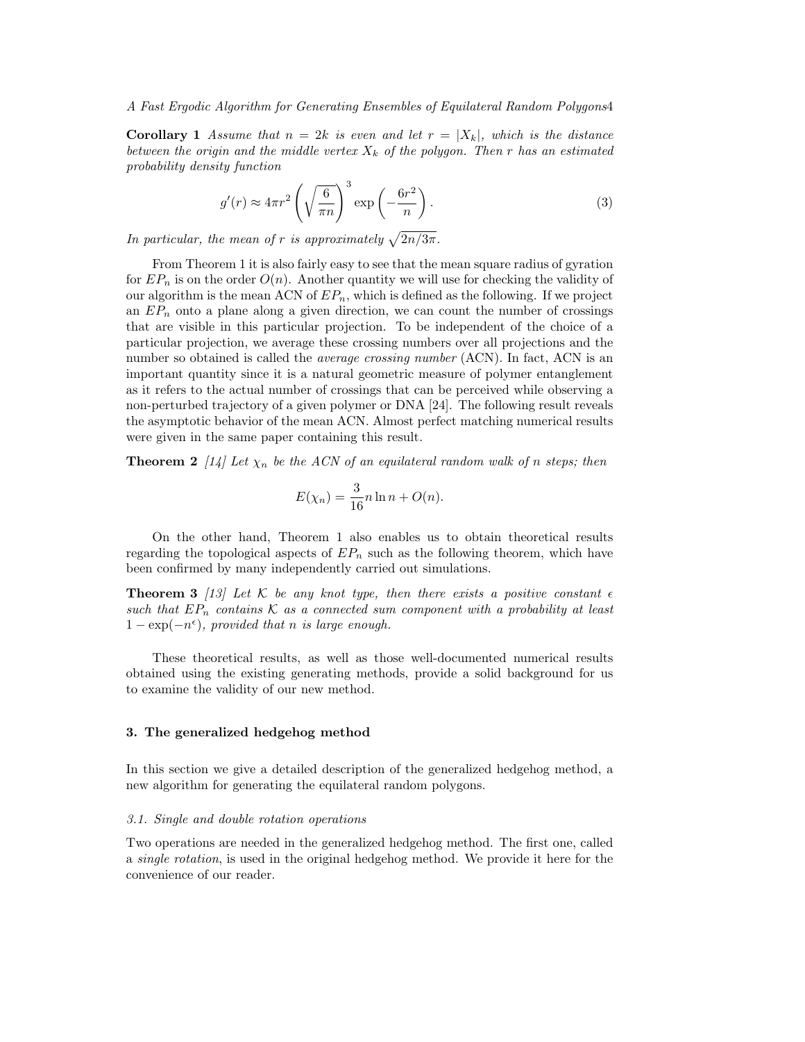**Corollary 1** *Assume that $n = 2k$ is even and let $r = |X_k|$, which is the distance between the origin and the middle vertex $X_k$ of the polygon. Then $r$ has an estimated probability density function*

$$g'(r) \approx 4\pi r^2 \left(\sqrt{\frac{6}{\pi n}}\right)^3 \exp\left(-\frac{6r^2}{n}\right). \tag{3}$$

*In particular, the mean of $r$ is approximately $\sqrt{2n/3\pi}$.*

From Theorem 1 it is also fairly easy to see that the mean square radius of gyration for $EP_n$ is on the order $O(n)$. Another quantity we will use for checking the validity of our algorithm is the mean ACN of $EP_n$, which is defined as the following. If we project an $EP_n$ onto a plane along a given direction, we can count the number of crossings that are visible in this particular projection. To be independent of the choice of a particular projection, we average these crossing numbers over all projections and the number so obtained is called the *average crossing number* (ACN). In fact, ACN is an important quantity since it is a natural geometric measure of polymer entanglement as it refers to the actual number of crossings that can be perceived while observing a non-perturbed trajectory of a given polymer or DNA [24]. The following result reveals the asymptotic behavior of the mean ACN. Almost perfect matching numerical results were given in the same paper containing this result.

**Theorem 2** *[14] Let $\chi_n$ be the ACN of an equilateral random walk of $n$ steps; then*

$$E(\chi_n) = \frac{3}{16} n \ln n + O(n).$$

On the other hand, Theorem 1 also enables us to obtain theoretical results regarding the topological aspects of $EP_n$ such as the following theorem, which have been confirmed by many independently carried out simulations.

**Theorem 3** *[13] Let $\mathcal{K}$ be any knot type, then there exists a positive constant $\epsilon$ such that $EP_n$ contains $\mathcal{K}$ as a connected sum component with a probability at least $1 - \exp(-n^\epsilon)$, provided that $n$ is large enough.*

These theoretical results, as well as those well-documented numerical results obtained using the existing generating methods, provide a solid background for us to examine the validity of our new method.

## 3. The generalized hedgehog method

In this section we give a detailed description of the generalized hedgehog method, a new algorithm for generating the equilateral random polygons.

### 3.1. Single and double rotation operations

Two operations are needed in the generalized hedgehog method. The first one, called a *single rotation*, is used in the original hedgehog method. We provide it here for the convenience of our reader.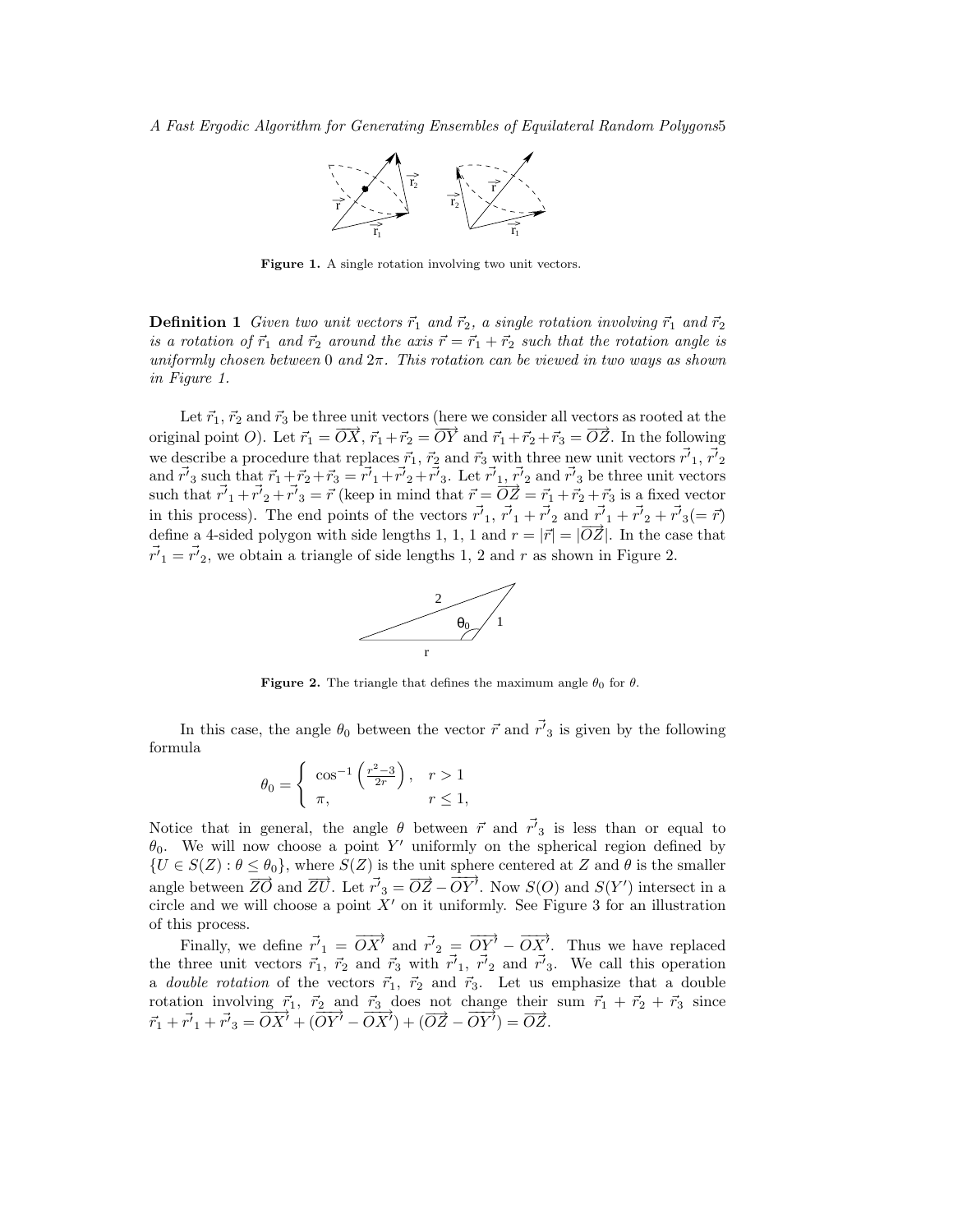**Figure 1.** A single rotation involving two unit vectors.

**Definition 1** *Given two unit vectors $\vec{r}_1$ and $\vec{r}_2$, a single rotation involving $\vec{r}_1$ and $\vec{r}_2$ is a rotation of $\vec{r}_1$ and $\vec{r}_2$ around the axis $\vec{r} = \vec{r}_1 + \vec{r}_2$ such that the rotation angle is uniformly chosen between 0 and $2\pi$. This rotation can be viewed in two ways as shown in Figure 1.*

Let $\vec{r}_1$, $\vec{r}_2$ and $\vec{r}_3$ be three unit vectors (here we consider all vectors as rooted at the original point $O$). Let $\vec{r}_1 = \overrightarrow{OX}$, $\vec{r}_1 + \vec{r}_2 = \overrightarrow{OY}$ and $\vec{r}_1 + \vec{r}_2 + \vec{r}_3 = \overrightarrow{OZ}$. In the following we describe a procedure that replaces $\vec{r}_1$, $\vec{r}_2$ and $\vec{r}_3$ with three new unit vectors $\vec{r'}_1$, $\vec{r'}_2$ and $\vec{r'}_3$ such that $\vec{r}_1 + \vec{r}_2 + \vec{r}_3 = \vec{r'}_1 + \vec{r'}_2 + \vec{r'}_3$. Let $\vec{r'}_1$, $\vec{r'}_2$ and $\vec{r'}_3$ be three unit vectors such that $\vec{r'}_1 + \vec{r'}_2 + \vec{r'}_3 = \vec{r}$ (keep in mind that $\vec{r} = \overrightarrow{OZ} = \vec{r}_1 + \vec{r}_2 + \vec{r}_3$ is a fixed vector in this process). The end points of the vectors $\vec{r'}_1$, $\vec{r'}_1 + \vec{r'}_2$ and $\vec{r'}_1 + \vec{r'}_2 + \vec{r'}_3 (= \vec{r})$ define a 4-sided polygon with side lengths 1, 1, 1 and $r = |\vec{r}| = |\overrightarrow{OZ}|$. In the case that $\vec{r'}_1 = \vec{r'}_2$, we obtain a triangle of side lengths 1, 2 and $r$ as shown in Figure 2.

**Figure 2.** The triangle that defines the maximum angle $\theta_0$ for $\theta$.

In this case, the angle $\theta_0$ between the vector $\vec{r}$ and $\vec{r'}_3$ is given by the following formula

$$\theta_0 = \begin{cases} \cos^{-1}\left(\frac{r^2-3}{2r}\right), & r > 1 \\ \pi, & r \leq 1, \end{cases}$$

Notice that in general, the angle $\theta$ between $\vec{r}$ and $\vec{r'}_3$ is less than or equal to $\theta_0$. We will now choose a point $Y'$ uniformly on the spherical region defined by $\{U \in S(Z) : \theta \leq \theta_0\}$, where $S(Z)$ is the unit sphere centered at $Z$ and $\theta$ is the smaller angle between $\overrightarrow{ZO}$ and $\overrightarrow{ZU}$. Let $\vec{r'}_3 = \overrightarrow{OZ} - \overrightarrow{OY'}$. Now $S(O)$ and $S(Y')$ intersect in a circle and we will choose a point $X'$ on it uniformly. See Figure 3 for an illustration of this process.

Finally, we define $\vec{r'}_1 = \overrightarrow{OX'}$ and $\vec{r'}_2 = \overrightarrow{OY'} - \overrightarrow{OX'}$. Thus we have replaced the three unit vectors $\vec{r}_1$, $\vec{r}_2$ and $\vec{r}_3$ with $\vec{r'}_1$, $\vec{r'}_2$ and $\vec{r'}_3$. We call this operation a *double rotation* of the vectors $\vec{r}_1$, $\vec{r}_2$ and $\vec{r}_3$. Let us emphasize that a double rotation involving $\vec{r}_1$, $\vec{r}_2$ and $\vec{r}_3$ does not change their sum $\vec{r}_1 + \vec{r}_2 + \vec{r}_3$ since $\vec{r}_1 + \vec{r'}_1 + \vec{r'}_3 = \overrightarrow{OX'} + (\overrightarrow{OY'} - \overrightarrow{OX'}) + (\overrightarrow{OZ} - \overrightarrow{OY'}) = \overrightarrow{OZ}$.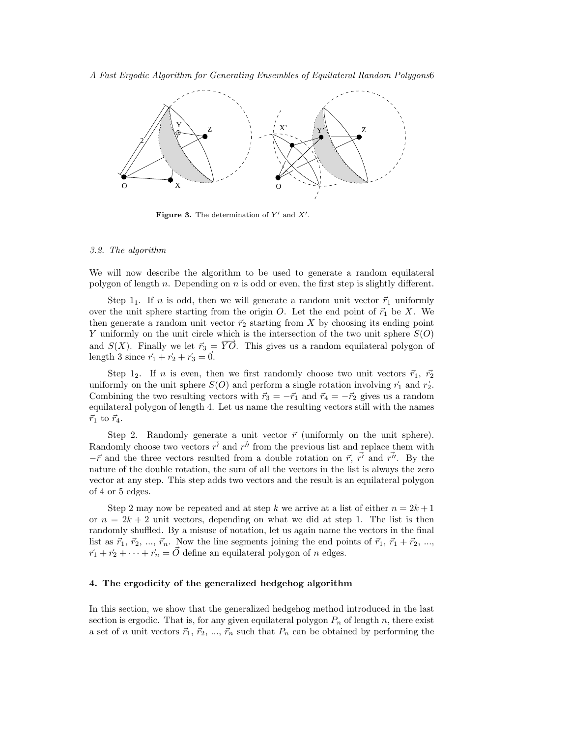**Figure 3.** The determination of $Y'$ and $X'$.

### 3.2. The algorithm

We will now describe the algorithm to be used to generate a random equilateral polygon of length $n$. Depending on $n$ is odd or even, the first step is slightly different.

Step $1_1$. If $n$ is odd, then we will generate a random unit vector $\vec{r}_1$ uniformly over the unit sphere starting from the origin $O$. Let the end point of $\vec{r}_1$ be $X$. We then generate a random unit vector $\vec{r}_2$ starting from $X$ by choosing its ending point $Y$ uniformly on the unit circle which is the intersection of the two unit sphere $S(O)$ and $S(X)$. Finally we let $\vec{r}_3 = \overrightarrow{YO}$. This gives us a random equilateral polygon of length 3 since $\vec{r}_1 + \vec{r}_2 + \vec{r}_3 = \vec{0}$.

Step $1_2$. If $n$ is even, then we first randomly choose two unit vectors $\vec{r}_1$, $\vec{r}_2$ uniformly on the unit sphere $S(O)$ and perform a single rotation involving $\vec{r}_1$ and $\vec{r}_2$. Combining the two resulting vectors with $\vec{r}_3 = -\vec{r}_1$ and $\vec{r}_4 = -\vec{r}_2$ gives us a random equilateral polygon of length 4. Let us name the resulting vectors still with the names $\vec{r}_1$ to $\vec{r}_4$.

Step 2. Randomly generate a unit vector $\vec{r}$ (uniformly on the unit sphere). Randomly choose two vectors $\vec{r'}$ and $\vec{r''}$ from the previous list and replace them with $-\vec{r}$ and the three vectors resulted from a double rotation on $\vec{r}$, $\vec{r'}$ and $\vec{r''}$. By the nature of the double rotation, the sum of all the vectors in the list is always the zero vector at any step. This step adds two vectors and the result is an equilateral polygon of 4 or 5 edges.

Step 2 may now be repeated and at step $k$ we arrive at a list of either $n = 2k + 1$ or $n = 2k + 2$ unit vectors, depending on what we did at step 1. The list is then randomly shuffled. By a misuse of notation, let us again name the vectors in the final list as $\vec{r}_1$, $\vec{r}_2$, ..., $\vec{r}_n$. Now the line segments joining the end points of $\vec{r}_1$, $\vec{r}_1 + \vec{r}_2$, ..., $\vec{r}_1 + \vec{r}_2 + \cdots + \vec{r}_n = \vec{O}$ define an equilateral polygon of $n$ edges.

## 4. The ergodicity of the generalized hedgehog algorithm

In this section, we show that the generalized hedgehog method introduced in the last section is ergodic. That is, for any given equilateral polygon $P_n$ of length $n$, there exist a set of $n$ unit vectors $\vec{r}_1$, $\vec{r}_2$, ..., $\vec{r}_n$ such that $P_n$ can be obtained by performing the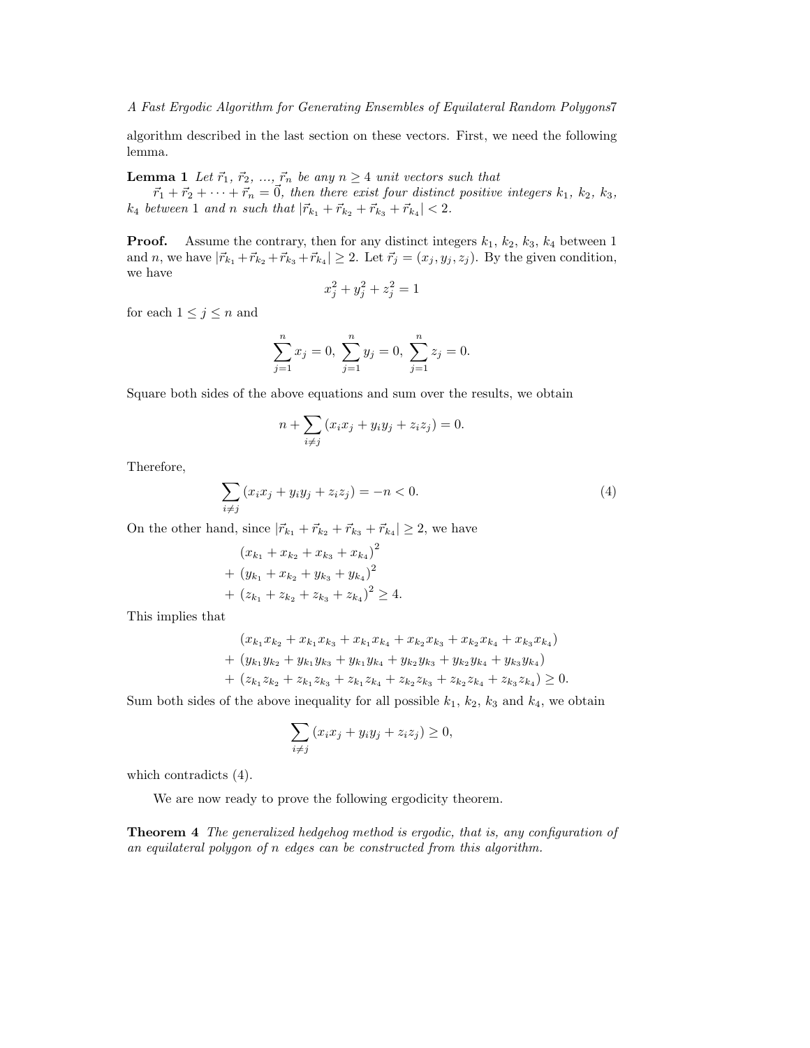algorithm described in the last section on these vectors. First, we need the following lemma.

**Lemma 1** *Let $\vec{r}_1$, $\vec{r}_2$, ..., $\vec{r}_n$ be any $n \geq 4$ unit vectors such that $\vec{r}_1 + \vec{r}_2 + \cdots + \vec{r}_n = \vec{0}$, then there exist four distinct positive integers $k_1$, $k_2$, $k_3$, $k_4$ between 1 and $n$ such that $|\vec{r}_{k_1} + \vec{r}_{k_2} + \vec{r}_{k_3} + \vec{r}_{k_4}| < 2$.*

**Proof.** Assume the contrary, then for any distinct integers $k_1$, $k_2$, $k_3$, $k_4$ between 1 and $n$, we have $|\vec{r}_{k_1} + \vec{r}_{k_2} + \vec{r}_{k_3} + \vec{r}_{k_4}| \geq 2$. Let $\vec{r}_j = (x_j, y_j, z_j)$. By the given condition, we have

$$x_j^2 + y_j^2 + z_j^2 = 1$$

for each $1 \leq j \leq n$ and

$$\sum_{j=1}^{n} x_j = 0, \ \sum_{j=1}^{n} y_j = 0, \ \sum_{j=1}^{n} z_j = 0.$$

Square both sides of the above equations and sum over the results, we obtain

$$n + \sum_{i \neq j} (x_i x_j + y_i y_j + z_i z_j) = 0.$$

Therefore,

$$\sum_{i \neq j} (x_i x_j + y_i y_j + z_i z_j) = -n < 0. \tag{4}$$

On the other hand, since $|\vec{r}_{k_1} + \vec{r}_{k_2} + \vec{r}_{k_3} + \vec{r}_{k_4}| \geq 2$, we have

$$\begin{aligned} & (x_{k_1} + x_{k_2} + x_{k_3} + x_{k_4})^2 \\ + \ & (y_{k_1} + x_{k_2} + y_{k_3} + y_{k_4})^2 \\ + \ & (z_{k_1} + z_{k_2} + z_{k_3} + z_{k_4})^2 \geq 4. \end{aligned}$$

This implies that

$$\begin{aligned} & (x_{k_1}x_{k_2} + x_{k_1}x_{k_3} + x_{k_1}x_{k_4} + x_{k_2}x_{k_3} + x_{k_2}x_{k_4} + x_{k_3}x_{k_4}) \\ + \ & (y_{k_1}y_{k_2} + y_{k_1}y_{k_3} + y_{k_1}y_{k_4} + y_{k_2}y_{k_3} + y_{k_2}y_{k_4} + y_{k_3}y_{k_4}) \\ + \ & (z_{k_1}z_{k_2} + z_{k_1}z_{k_3} + z_{k_1}z_{k_4} + z_{k_2}z_{k_3} + z_{k_2}z_{k_4} + z_{k_3}z_{k_4}) \geq 0. \end{aligned}$$

Sum both sides of the above inequality for all possible $k_1$, $k_2$, $k_3$ and $k_4$, we obtain

$$\sum_{i \neq j} (x_i x_j + y_i y_j + z_i z_j) \geq 0,$$

which contradicts (4).

We are now ready to prove the following ergodicity theorem.

**Theorem 4** *The generalized hedgehog method is ergodic, that is, any configuration of an equilateral polygon of $n$ edges can be constructed from this algorithm.*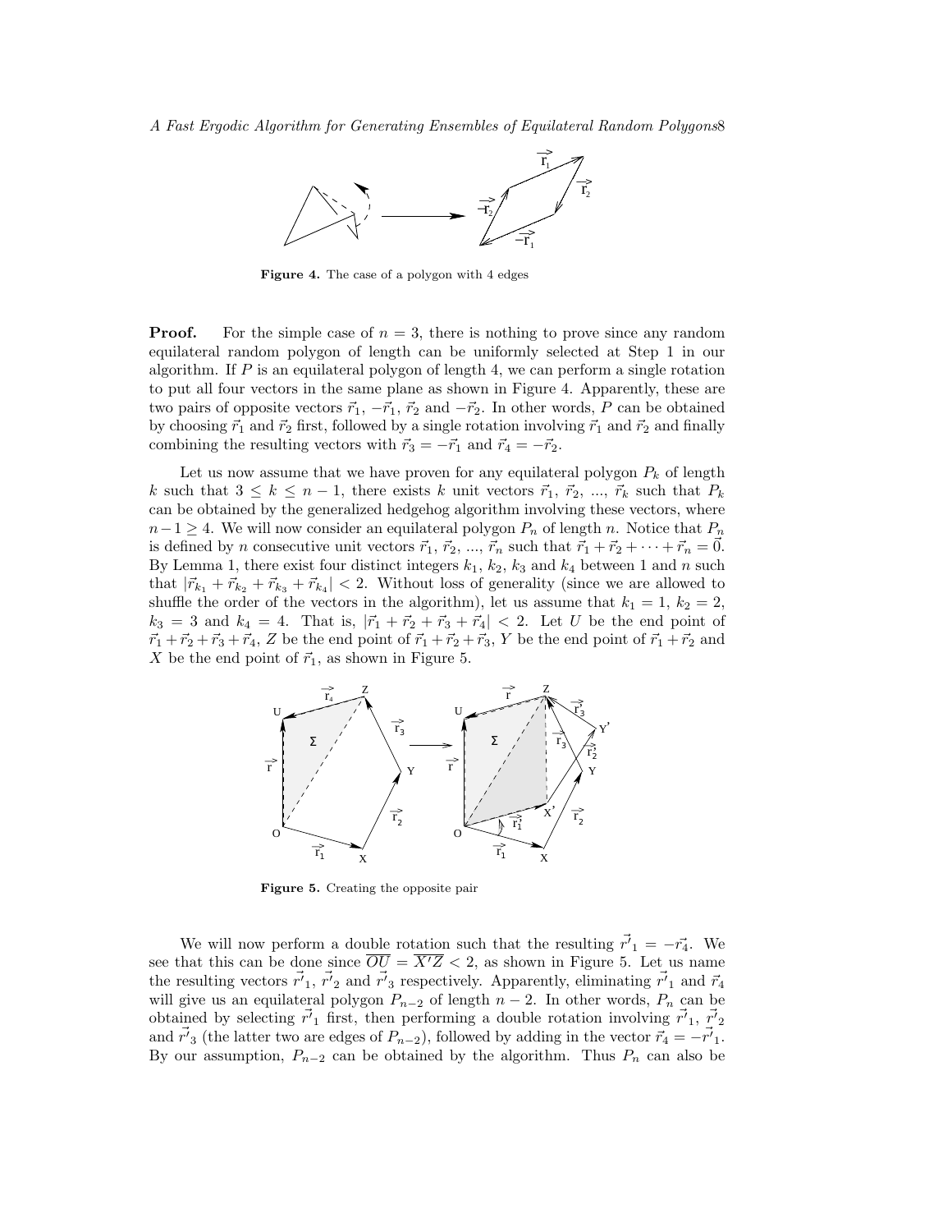**Figure 4.** The case of a polygon with 4 edges

**Proof.** For the simple case of $n = 3$, there is nothing to prove since any random equilateral random polygon of length can be uniformly selected at Step 1 in our algorithm. If $P$ is an equilateral polygon of length 4, we can perform a single rotation to put all four vectors in the same plane as shown in Figure 4. Apparently, these are two pairs of opposite vectors $\vec{r}_1$, $-\vec{r}_1$, $\vec{r}_2$ and $-\vec{r}_2$. In other words, $P$ can be obtained by choosing $\vec{r}_1$ and $\vec{r}_2$ first, followed by a single rotation involving $\vec{r}_1$ and $\vec{r}_2$ and finally combining the resulting vectors with $\vec{r}_3 = -\vec{r}_1$ and $\vec{r}_4 = -\vec{r}_2$.

Let us now assume that we have proven for any equilateral polygon $P_k$ of length $k$ such that $3 \leq k \leq n-1$, there exists $k$ unit vectors $\vec{r}_1$, $\vec{r}_2$, ..., $\vec{r}_k$ such that $P_k$ can be obtained by the generalized hedgehog algorithm involving these vectors, where $n-1 \geq 4$. We will now consider an equilateral polygon $P_n$ of length $n$. Notice that $P_n$ is defined by $n$ consecutive unit vectors $\vec{r}_1$, $\vec{r}_2$, ..., $\vec{r}_n$ such that $\vec{r}_1 + \vec{r}_2 + \cdots + \vec{r}_n = \vec{0}$. By Lemma 1, there exist four distinct integers $k_1$, $k_2$, $k_3$ and $k_4$ between 1 and $n$ such that $|\vec{r}_{k_1} + \vec{r}_{k_2} + \vec{r}_{k_3} + \vec{r}_{k_4}| < 2$. Without loss of generality (since we are allowed to shuffle the order of the vectors in the algorithm), let us assume that $k_1 = 1$, $k_2 = 2$, $k_3 = 3$ and $k_4 = 4$. That is, $|\vec{r}_1 + \vec{r}_2 + \vec{r}_3 + \vec{r}_4| < 2$. Let $U$ be the end point of $\vec{r}_1 + \vec{r}_2 + \vec{r}_3 + \vec{r}_4$, $Z$ be the end point of $\vec{r}_1 + \vec{r}_2 + \vec{r}_3$, $Y$ be the end point of $\vec{r}_1 + \vec{r}_2$ and $X$ be the end point of $\vec{r}_1$, as shown in Figure 5.

**Figure 5.** Creating the opposite pair

We will now perform a double rotation such that the resulting $\vec{r'}_1 = -\vec{r}_4$. We see that this can be done since $\overline{OU} = \overline{X'Z} < 2$, as shown in Figure 5. Let us name the resulting vectors $\vec{r'}_1$, $\vec{r'}_2$ and $\vec{r'}_3$ respectively. Apparently, eliminating $\vec{r'}_1$ and $\vec{r}_4$ will give us an equilateral polygon $P_{n-2}$ of length $n-2$. In other words, $P_n$ can be obtained by selecting $\vec{r'}_1$ first, then performing a double rotation involving $\vec{r'}_1$, $\vec{r'}_2$ and $\vec{r'}_3$ (the latter two are edges of $P_{n-2}$), followed by adding in the vector $\vec{r}_4 = -\vec{r'}_1$. By our assumption, $P_{n-2}$ can be obtained by the algorithm. Thus $P_n$ can also be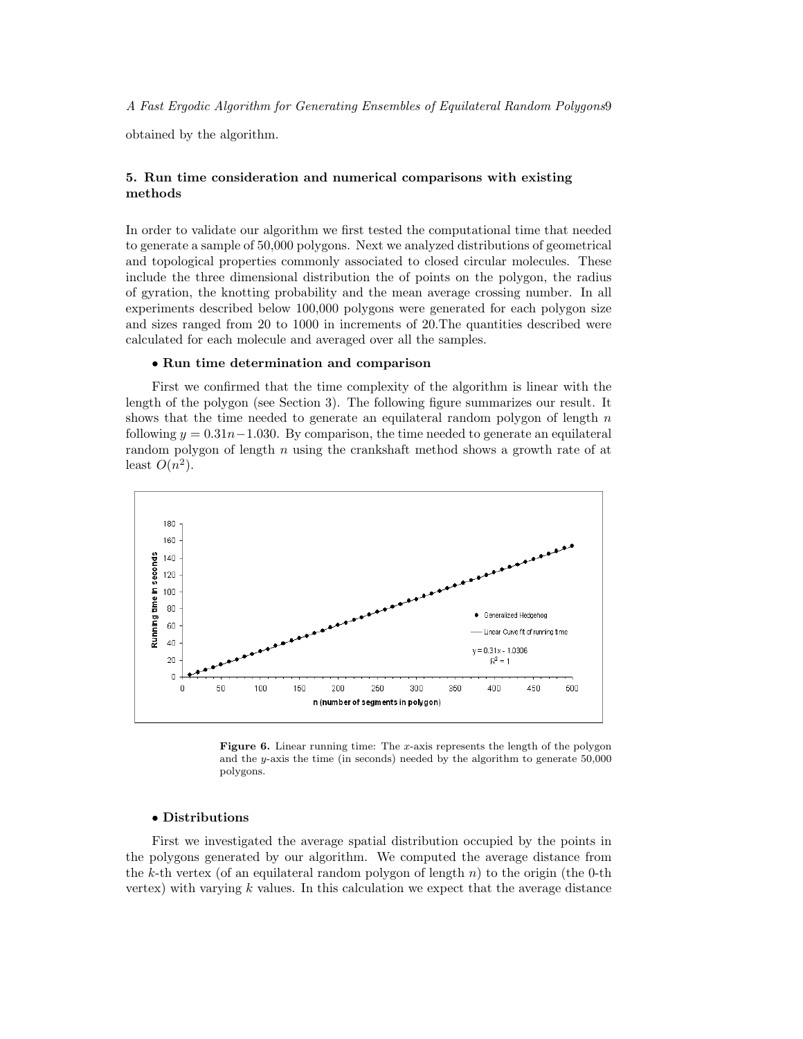obtained by the algorithm.

## 5. Run time consideration and numerical comparisons with existing methods

In order to validate our algorithm we first tested the computational time that needed to generate a sample of 50,000 polygons. Next we analyzed distributions of geometrical and topological properties commonly associated to closed circular molecules. These include the three dimensional distribution the of points on the polygon, the radius of gyration, the knotting probability and the mean average crossing number. In all experiments described below 100,000 polygons were generated for each polygon size and sizes ranged from 20 to 1000 in increments of 20.The quantities described were calculated for each molecule and averaged over all the samples.

- **Run time determination and comparison**

First we confirmed that the time complexity of the algorithm is linear with the length of the polygon (see Section 3). The following figure summarizes our result. It shows that the time needed to generate an equilateral random polygon of length $n$ following $y = 0.31n - 1.030$. By comparison, the time needed to generate an equilateral random polygon of length $n$ using the crankshaft method shows a growth rate of at least $O(n^2)$.

**Figure 6.** Linear running time: The $x$-axis represents the length of the polygon and the $y$-axis the time (in seconds) needed by the algorithm to generate 50,000 polygons.

- **Distributions**

First we investigated the average spatial distribution occupied by the points in the polygons generated by our algorithm. We computed the average distance from the $k$-th vertex (of an equilateral random polygon of length $n$) to the origin (the 0-th vertex) with varying $k$ values. In this calculation we expect that the average distance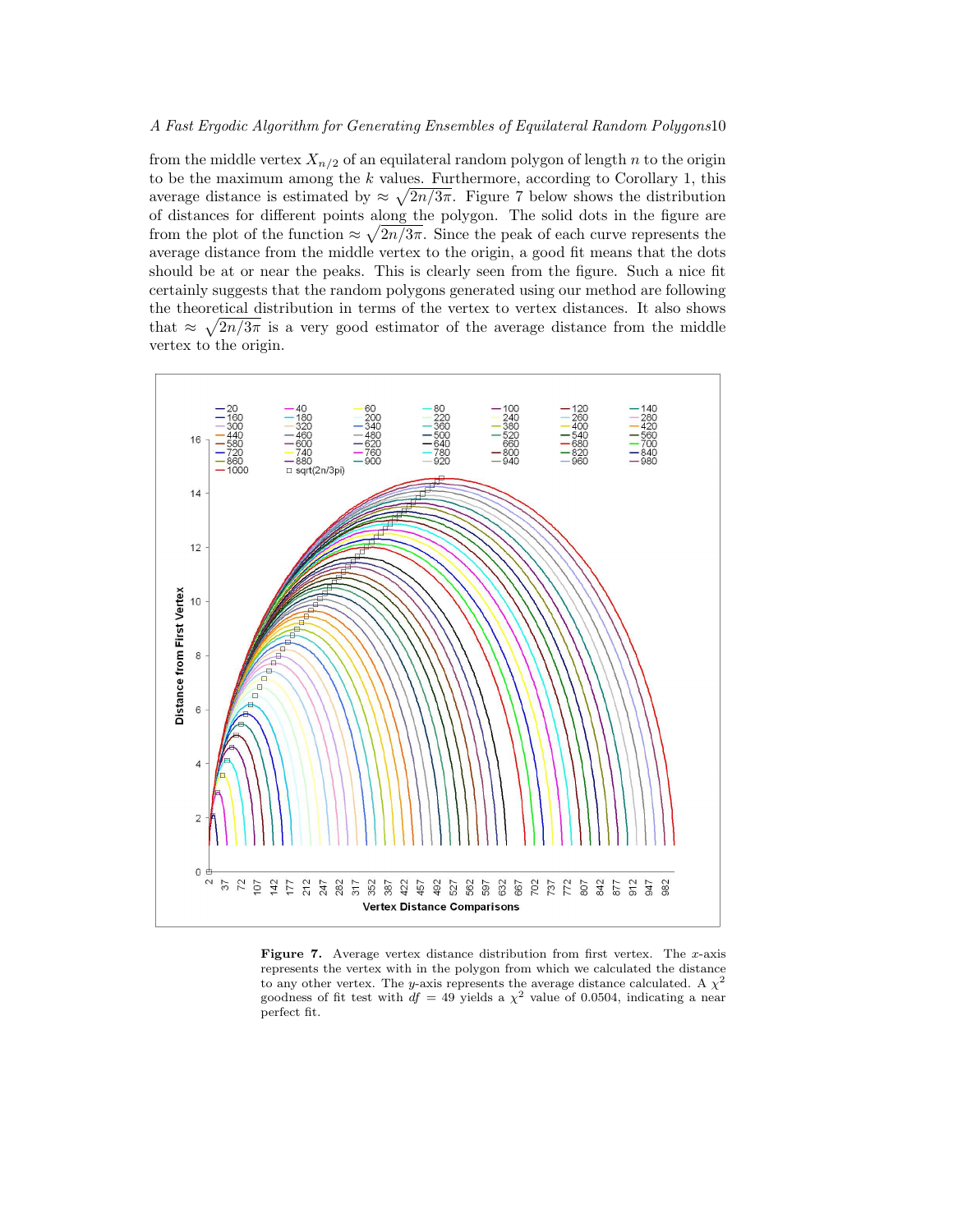from the middle vertex $X_{n/2}$ of an equilateral random polygon of length $n$ to the origin to be the maximum among the $k$ values. Furthermore, according to Corollary 1, this average distance is estimated by $\approx \sqrt{2n/3\pi}$. Figure 7 below shows the distribution of distances for different points along the polygon. The solid dots in the figure are from the plot of the function $\approx \sqrt{2n/3\pi}$. Since the peak of each curve represents the average distance from the middle vertex to the origin, a good fit means that the dots should be at or near the peaks. This is clearly seen from the figure. Such a nice fit certainly suggests that the random polygons generated using our method are following the theoretical distribution in terms of the vertex to vertex distances. It also shows that $\approx \sqrt{2n/3\pi}$ is a very good estimator of the average distance from the middle vertex to the origin.

**Figure 7.** Average vertex distance distribution from first vertex. The $x$-axis represents the vertex with in the polygon from which we calculated the distance to any other vertex. The $y$-axis represents the average distance calculated. A $\chi^2$ goodness of fit test with $df = 49$ yields a $\chi^2$ value of 0.0504, indicating a near perfect fit.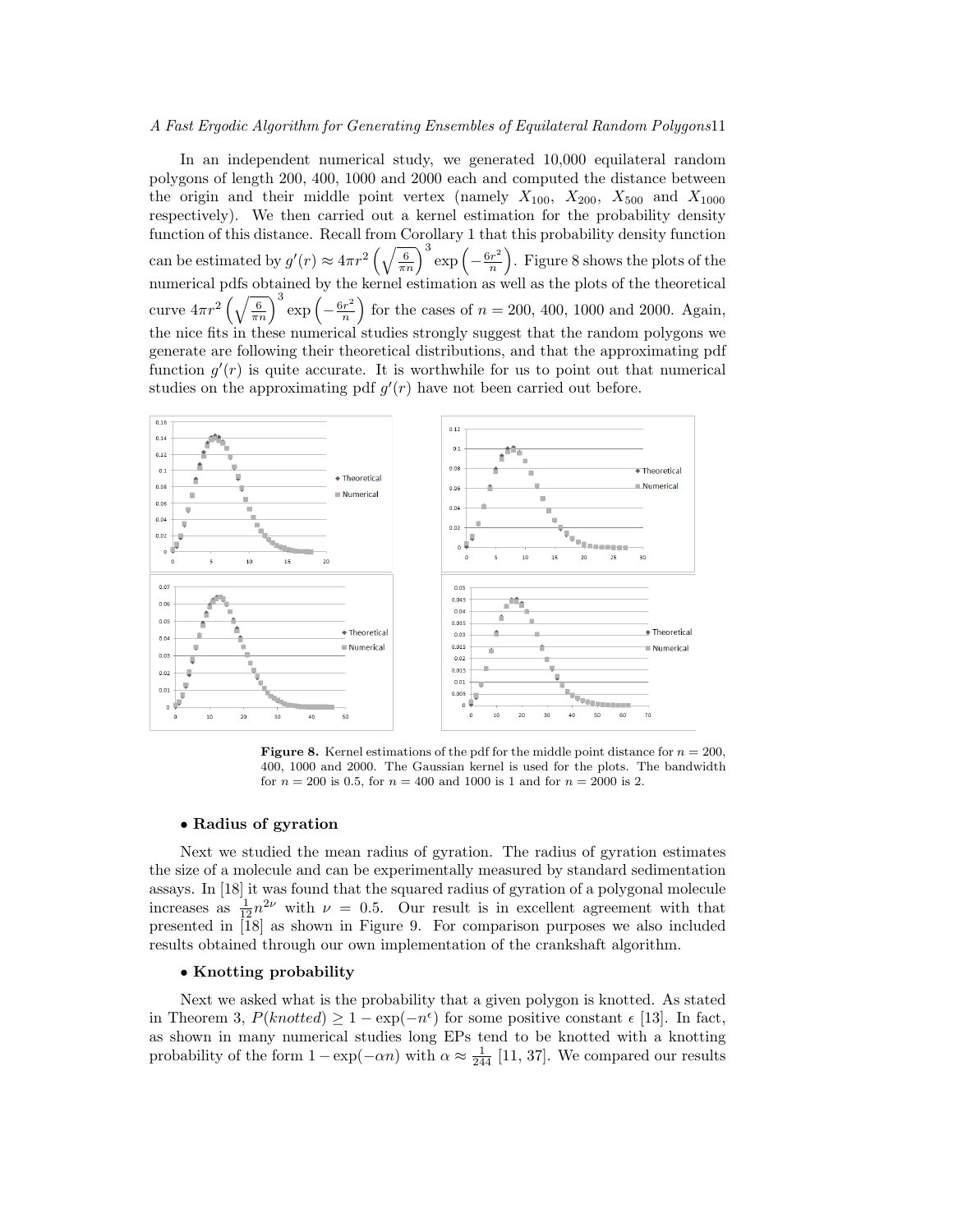In an independent numerical study, we generated 10,000 equilateral random polygons of length 200, 400, 1000 and 2000 each and computed the distance between the origin and their middle point vertex (namely $X_{100}$, $X_{200}$, $X_{500}$ and $X_{1000}$ respectively). We then carried out a kernel estimation for the probability density function of this distance. Recall from Corollary 1 that this probability density function can be estimated by $g'(r) \approx 4\pi r^2 \left(\sqrt{\frac{6}{\pi n}}\right)^3 \exp\left(-\frac{6r^2}{n}\right)$. Figure 8 shows the plots of the numerical pdfs obtained by the kernel estimation as well as the plots of the theoretical curve $4\pi r^2 \left(\sqrt{\frac{6}{\pi n}}\right)^3 \exp\left(-\frac{6r^2}{n}\right)$ for the cases of $n = 200$, 400, 1000 and 2000. Again, the nice fits in these numerical studies strongly suggest that the random polygons we generate are following their theoretical distributions, and that the approximating pdf function $g'(r)$ is quite accurate. It is worthwhile for us to point out that numerical studies on the approximating pdf $g'(r)$ have not been carried out before.

**Figure 8.** Kernel estimations of the pdf for the middle point distance for $n = 200$, 400, 1000 and 2000. The Gaussian kernel is used for the plots. The bandwidth for $n = 200$ is 0.5, for $n = 400$ and 1000 is 1 and for $n = 2000$ is 2.

- **Radius of gyration**

Next we studied the mean radius of gyration. The radius of gyration estimates the size of a molecule and can be experimentally measured by standard sedimentation assays. In [18] it was found that the squared radius of gyration of a polygonal molecule increases as $\frac{1}{12}n^{2\nu}$ with $\nu = 0.5$. Our result is in excellent agreement with that presented in [18] as shown in Figure 9. For comparison purposes we also included results obtained through our own implementation of the crankshaft algorithm.

- **Knotting probability**

Next we asked what is the probability that a given polygon is knotted. As stated in Theorem 3, $P(knotted) \geq 1 - \exp(-n^{\epsilon})$ for some positive constant $\epsilon$ [13]. In fact, as shown in many numerical studies long EPs tend to be knotted with a knotting probability of the form $1 - \exp(-\alpha n)$ with $\alpha \approx \frac{1}{244}$ [11, 37]. We compared our results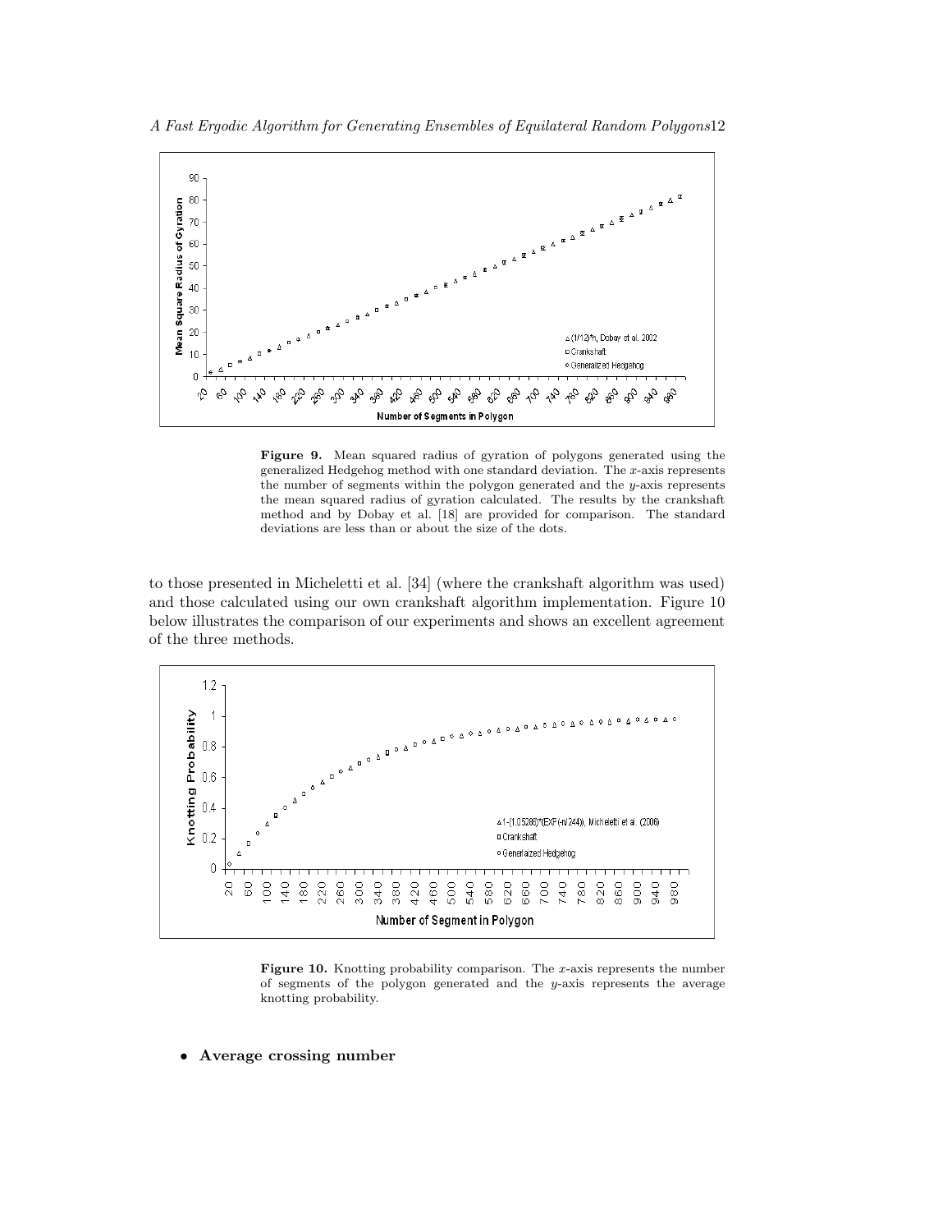**Figure 9.** Mean squared radius of gyration of polygons generated using the generalized Hedgehog method with one standard deviation. The $x$-axis represents the number of segments within the polygon generated and the $y$-axis represents the mean squared radius of gyration calculated. The results by the crankshaft method and by Dobay et al. [18] are provided for comparison. The standard deviations are less than or about the size of the dots.

to those presented in Micheletti et al. [34] (where the crankshaft algorithm was used) and those calculated using our own crankshaft algorithm implementation. Figure 10 below illustrates the comparison of our experiments and shows an excellent agreement of the three methods.

**Figure 10.** Knotting probability comparison. The $x$-axis represents the number of segments of the polygon generated and the $y$-axis represents the average knotting probability.

- **Average crossing number**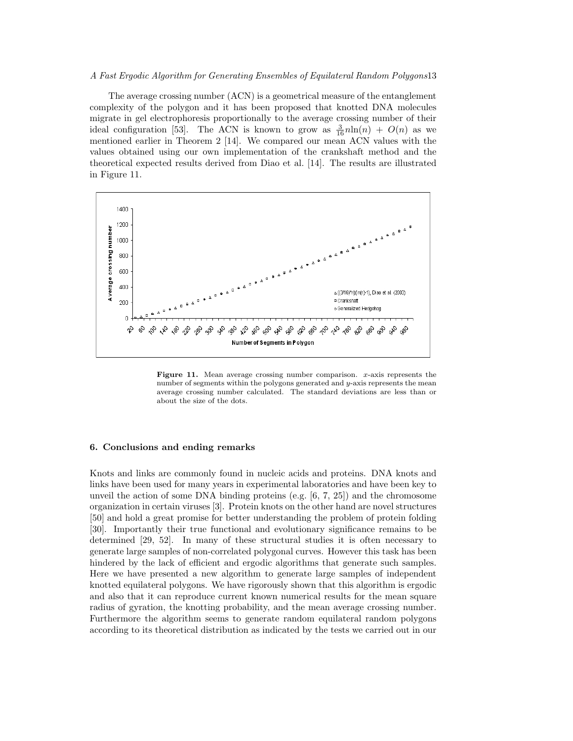The average crossing number (ACN) is a geometrical measure of the entanglement complexity of the polygon and it has been proposed that knotted DNA molecules migrate in gel electrophoresis proportionally to the average crossing number of their ideal configuration [53]. The ACN is known to grow as $\frac{3}{16}n\ln(n) + O(n)$ as we mentioned earlier in Theorem 2 [14]. We compared our mean ACN values with the values obtained using our own implementation of the crankshaft method and the theoretical expected results derived from Diao et al. [14]. The results are illustrated in Figure 11.

**Figure 11.** Mean average crossing number comparison. $x$-axis represents the number of segments within the polygons generated and $y$-axis represents the mean average crossing number calculated. The standard deviations are less than or about the size of the dots.

## 6. Conclusions and ending remarks

Knots and links are commonly found in nucleic acids and proteins. DNA knots and links have been used for many years in experimental laboratories and have been key to unveil the action of some DNA binding proteins (e.g. [6, 7, 25]) and the chromosome organization in certain viruses [3]. Protein knots on the other hand are novel structures [50] and hold a great promise for better understanding the problem of protein folding [30]. Importantly their true functional and evolutionary significance remains to be determined [29, 52]. In many of these structural studies it is often necessary to generate large samples of non-correlated polygonal curves. However this task has been hindered by the lack of efficient and ergodic algorithms that generate such samples. Here we have presented a new algorithm to generate large samples of independent knotted equilateral polygons. We have rigorously shown that this algorithm is ergodic and also that it can reproduce current known numerical results for the mean square radius of gyration, the knotting probability, and the mean average crossing number. Furthermore the algorithm seems to generate random equilateral random polygons according to its theoretical distribution as indicated by the tests we carried out in our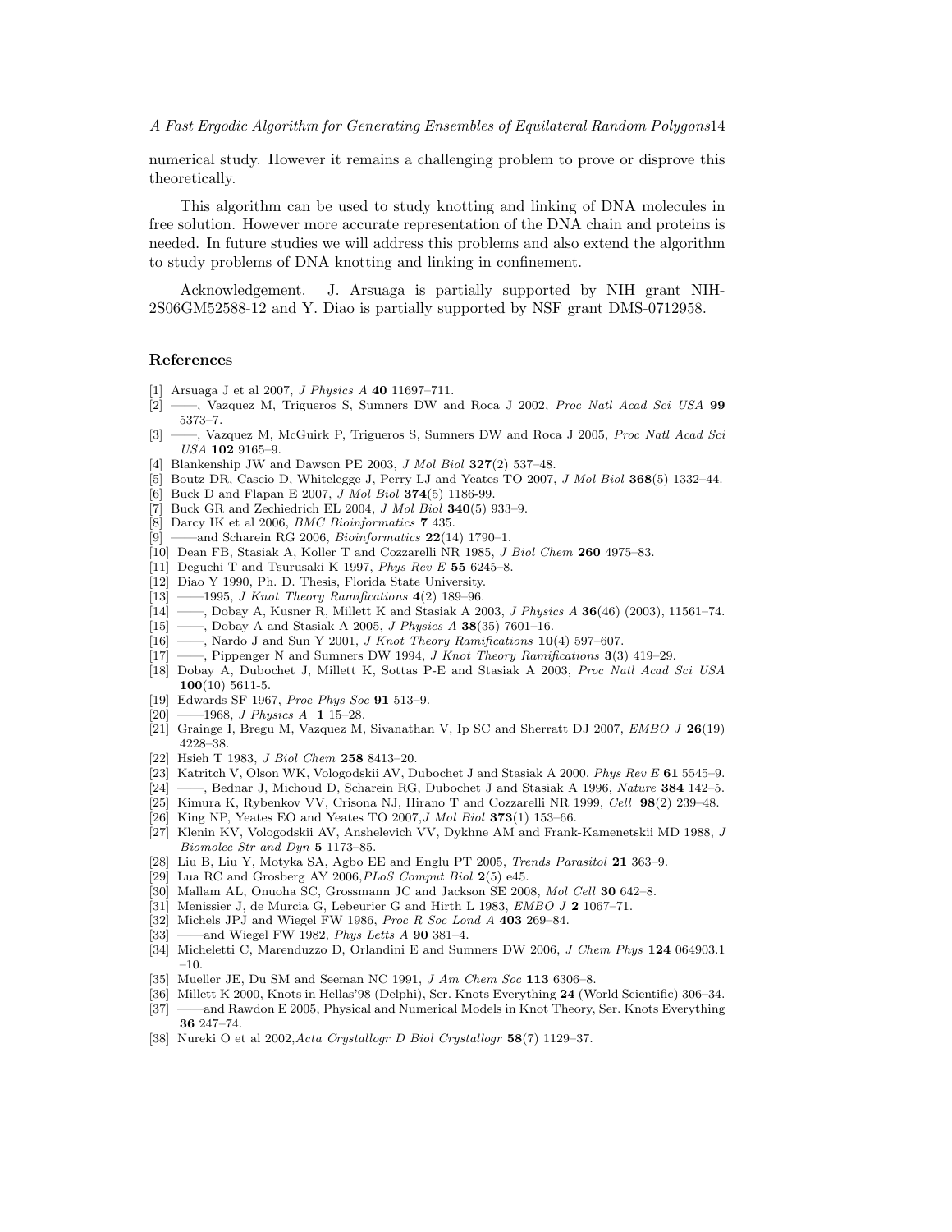numerical study. However it remains a challenging problem to prove or disprove this theoretically.

This algorithm can be used to study knotting and linking of DNA molecules in free solution. However more accurate representation of the DNA chain and proteins is needed. In future studies we will address this problems and also extend the algorithm to study problems of DNA knotting and linking in confinement.

Acknowledgement. J. Arsuaga is partially supported by NIH grant NIH-2S06GM52588-12 and Y. Diao is partially supported by NSF grant DMS-0712958.

## References

[1] Arsuaga J et al 2007, *J Physics A* **40** 11697–711.

[2] ——, Vazquez M, Trigueros S, Sumners DW and Roca J 2002, *Proc Natl Acad Sci USA* **99** 5373–7.

[3] ——, Vazquez M, McGuirk P, Trigueros S, Sumners DW and Roca J 2005, *Proc Natl Acad Sci USA* **102** 9165–9.

[4] Blankenship JW and Dawson PE 2003, *J Mol Biol* **327**(2) 537–48.

[5] Boutz DR, Cascio D, Whitelegge J, Perry LJ and Yeates TO 2007, *J Mol Biol* **368**(5) 1332–44.

[6] Buck D and Flapan E 2007, *J Mol Biol* **374**(5) 1186-99.

[7] Buck GR and Zechiedrich EL 2004, *J Mol Biol* **340**(5) 933–9.

[8] Darcy IK et al 2006, *BMC Bioinformatics* **7** 435.

[9] ——and Scharein RG 2006, *Bioinformatics* **22**(14) 1790–1.

[10] Dean FB, Stasiak A, Koller T and Cozzarelli NR 1985, *J Biol Chem* **260** 4975–83.

[11] Deguchi T and Tsurusaki K 1997, *Phys Rev E* **55** 6245–8.

[12] Diao Y 1990, Ph. D. Thesis, Florida State University.

[13] ——1995, *J Knot Theory Ramifications* **4**(2) 189–96.

[14] ——, Dobay A, Kusner R, Millett K and Stasiak A 2003, *J Physics A* **36**(46) (2003), 11561–74.

[15] ——, Dobay A and Stasiak A 2005, *J Physics A* **38**(35) 7601–16.

[16] ——, Nardo J and Sun Y 2001, *J Knot Theory Ramifications* **10**(4) 597–607.

[17] ——, Pippenger N and Sumners DW 1994, *J Knot Theory Ramifications* **3**(3) 419–29.

[18] Dobay A, Dubochet J, Millett K, Sottas P-E and Stasiak A 2003, *Proc Natl Acad Sci USA* **100**(10) 5611-5.

[19] Edwards SF 1967, *Proc Phys Soc* **91** 513–9.

[20] ——1968, *J Physics A* **1** 15–28.

[21] Grainge I, Bregu M, Vazquez M, Sivanathan V, Ip SC and Sherratt DJ 2007, *EMBO J* **26**(19) 4228–38.

[22] Hsieh T 1983, *J Biol Chem* **258** 8413–20.

[23] Katritch V, Olson WK, Vologodskii AV, Dubochet J and Stasiak A 2000, *Phys Rev E* **61** 5545–9.

[24] ——, Bednar J, Michoud D, Scharein RG, Dubochet J and Stasiak A 1996, *Nature* **384** 142–5.

[25] Kimura K, Rybenkov VV, Crisona NJ, Hirano T and Cozzarelli NR 1999, *Cell* **98**(2) 239–48.

[26] King NP, Yeates EO and Yeates TO 2007,*J Mol Biol* **373**(1) 153–66.

[27] Klenin KV, Vologodskii AV, Anshelevich VV, Dykhne AM and Frank-Kamenetskii MD 1988, *J Biomolec Str and Dyn* **5** 1173–85.

[28] Liu B, Liu Y, Motyka SA, Agbo EE and Englu PT 2005, *Trends Parasitol* **21** 363–9.

[29] Lua RC and Grosberg AY 2006,*PLoS Comput Biol* **2**(5) e45.

[30] Mallam AL, Onuoha SC, Grossmann JC and Jackson SE 2008, *Mol Cell* **30** 642–8.

[31] Menissier J, de Murcia G, Lebeurier G and Hirth L 1983, *EMBO J* **2** 1067–71.

[32] Michels JPJ and Wiegel FW 1986, *Proc R Soc Lond A* **403** 269–84.

[33] ——and Wiegel FW 1982, *Phys Letts A* **90** 381–4.

[34] Micheletti C, Marenduzzo D, Orlandini E and Sumners DW 2006, *J Chem Phys* **124** 064903.1–10.

[35] Mueller JE, Du SM and Seeman NC 1991, *J Am Chem Soc* **113** 6306–8.

[36] Millett K 2000, Knots in Hellas'98 (Delphi), Ser. Knots Everything **24** (World Scientific) 306–34.

[37] ——and Rawdon E 2005, Physical and Numerical Models in Knot Theory, Ser. Knots Everything **36** 247–74.

[38] Nureki O et al 2002,*Acta Crystallogr D Biol Crystallogr* **58**(7) 1129–37.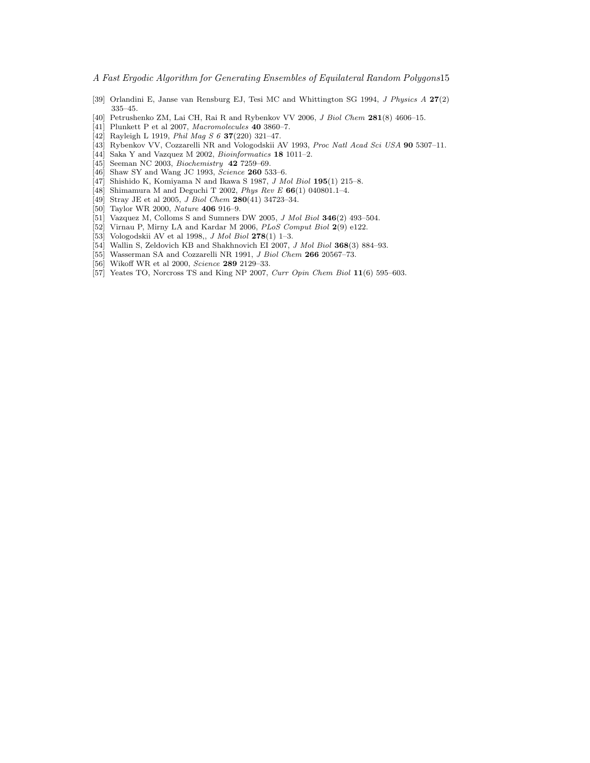[39] Orlandini E, Janse van Rensburg EJ, Tesi MC and Whittington SG 1994, *J Physics A* **27**(2) 335–45.
[40] Petrushenko ZM, Lai CH, Rai R and Rybenkov VV 2006, *J Biol Chem* **281**(8) 4606–15.
[41] Plunkett P et al 2007, *Macromolecules* **40** 3860–7.
[42] Rayleigh L 1919, *Phil Mag S 6* **37**(220) 321–47.
[43] Rybenkov VV, Cozzarelli NR and Vologodskii AV 1993, *Proc Natl Acad Sci USA* **90** 5307–11.
[44] Saka Y and Vazquez M 2002, *Bioinformatics* **18** 1011–2.
[45] Seeman NC 2003, *Biochemistry* **42** 7259–69.
[46] Shaw SY and Wang JC 1993, *Science* **260** 533–6.
[47] Shishido K, Komiyama N and Ikawa S 1987, *J Mol Biol* **195**(1) 215–8.
[48] Shimamura M and Deguchi T 2002, *Phys Rev E* **66**(1) 040801.1–4.
[49] Stray JE et al 2005, *J Biol Chem* **280**(41) 34723–34.
[50] Taylor WR 2000, *Nature* **406** 916–9.
[51] Vazquez M, Colloms S and Sumners DW 2005, *J Mol Biol* **346**(2) 493–504.
[52] Virnau P, Mirny LA and Kardar M 2006, *PLoS Comput Biol* **2**(9) e122.
[53] Vologodskii AV et al 1998,, *J Mol Biol* **278**(1) 1–3.
[54] Wallin S, Zeldovich KB and Shakhnovich EI 2007, *J Mol Biol* **368**(3) 884–93.
[55] Wasserman SA and Cozzarelli NR 1991, *J Biol Chem* **266** 20567–73.
[56] Wikoff WR et al 2000, *Science* **289** 2129–33.
[57] Yeates TO, Norcross TS and King NP 2007, *Curr Opin Chem Biol* **11**(6) 595–603.